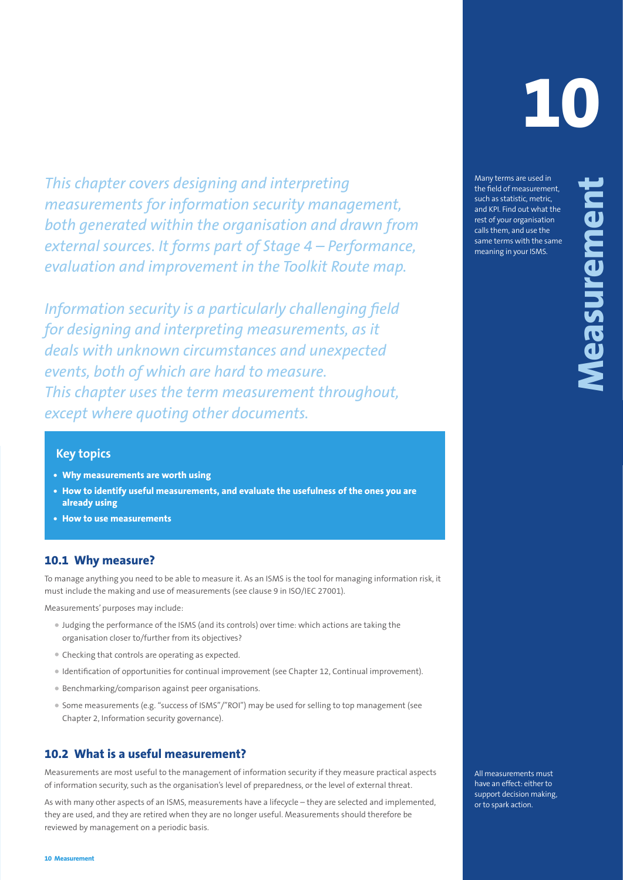# 10 Measurement

*This chapter covers designing and interpreting measurements for information security management, both generated within the organisation and drawn from external sources. It forms part of Stage 4 – Performance, evaluation and improvement in the Toolkit Route map.*

*Information security is a particularly challenging field for designing and interpreting measurements, as it deals with unknown circumstances and unexpected events, both of which are hard to measure. This chapter uses the term measurement throughout, except where quoting other documents.*

Many terms are used in the field of measurement, such as statistic, metric, and KPI. Find out what the rest of your organisation calls them, and use the same terms with the same meaning in your ISMS.

**Key topics**

- **Why measurements are worth using**
- **How to identify useful measurements, and evaluate the usefulness of the ones you are already using**
- **How to use measurements**

## 10.1 Why measure?

To manage anything you need to be able to measure it. As an ISMS is the tool for managing information risk, it must include the making and use of measurements (see clause 9 in ISO/IEC 27001).

Measurements' purposes may include:

- Judging the performance of the ISMS (and its controls) over time: which actions are taking the organisation closer to/further from its objectives?
- Checking that controls are operating as expected.
- Identification of opportunities for continual improvement (see Chapter 12, Continual improvement).
- Benchmarking/comparison against peer organisations.
- Some measurements (e.g. "success of ISMS"/"ROI") may be used for selling to top management (see Chapter 2, Information security governance).

## 10.2 What is a useful measurement?

Measurements are most useful to the management of information security if they measure practical aspects of information security, such as the organisation's level of preparedness, or the level of external threat.

As with many other aspects of an ISMS, measurements have a lifecycle – they are selected and implemented, they are used, and they are retired when they are no longer useful. Measurements should therefore be reviewed by management on a periodic basis.

All measurements must have an effect: either to support decision making, or to spark action.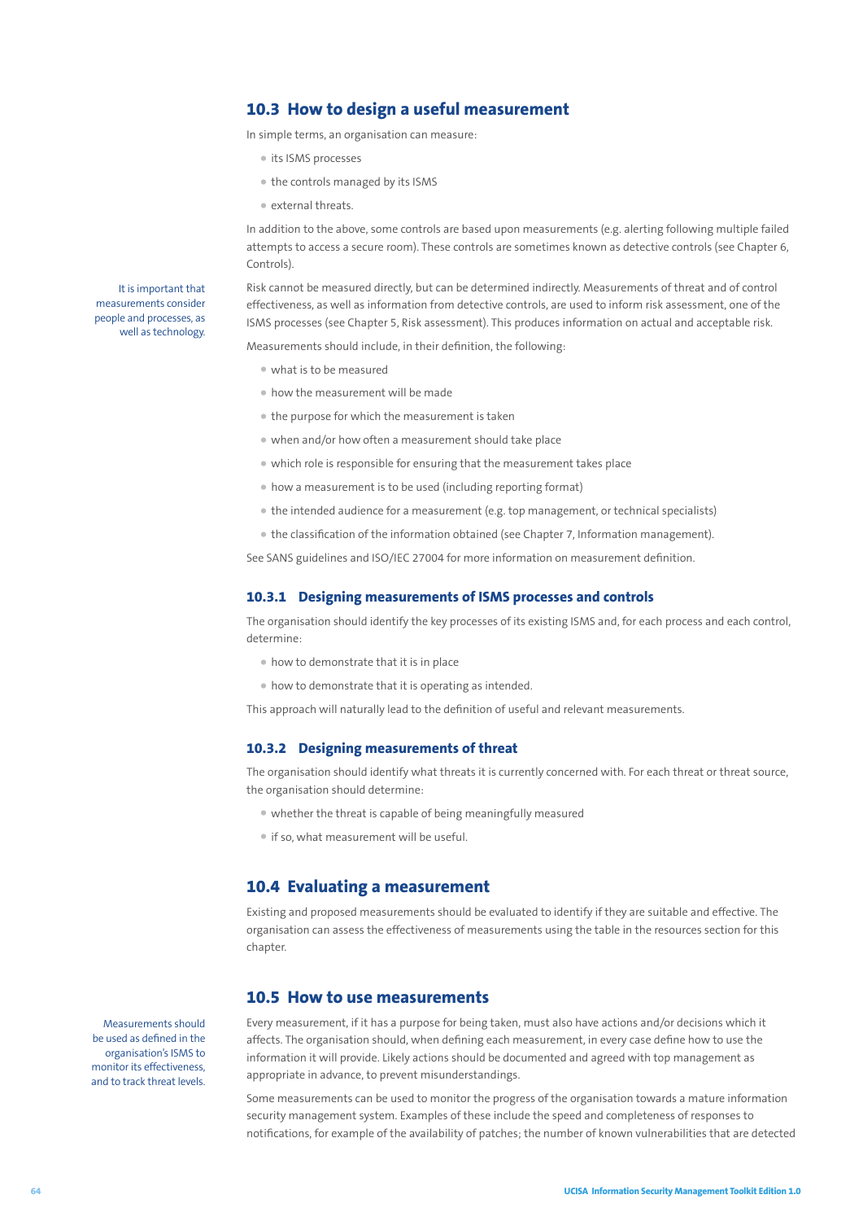## 10.3 How to design a useful measurement

In simple terms, an organisation can measure:

- its ISMS processes
- the controls managed by its ISMS
- external threats.

In addition to the above, some controls are based upon measurements (e.g. alerting following multiple failed attempts to access a secure room). These controls are sometimes known as detective controls (see Chapter 6, Controls).

It is important that measurements consider people and processes, as well as technology.

Risk cannot be measured directly, but can be determined indirectly. Measurements of threat and of control effectiveness, as well as information from detective controls, are used to inform risk assessment, one of the ISMS processes (see Chapter 5, Risk assessment). This produces information on actual and acceptable risk.

Measurements should include, in their definition, the following:

- what is to be measured
- how the measurement will be made
- the purpose for which the measurement is taken
- when and/or how often a measurement should take place
- which role is responsible for ensuring that the measurement takes place
- how a measurement is to be used (including reporting format)
- the intended audience for a measurement (e.g. top management, or technical specialists)
- the classification of the information obtained (see Chapter 7, Information management).

See SANS guidelines and ISO/IEC 27004 for more information on measurement definition.

### 10.3.1 Designing measurements of ISMS processes and controls

The organisation should identify the key processes of its existing ISMS and, for each process and each control, determine:

- how to demonstrate that it is in place
- how to demonstrate that it is operating as intended.

This approach will naturally lead to the definition of useful and relevant measurements.

### 10.3.2 Designing measurements of threat

The organisation should identify what threats it is currently concerned with. For each threat or threat source, the organisation should determine:

- whether the threat is capable of being meaningfully measured
- if so, what measurement will be useful.

## 10.4 Evaluating a measurement

Existing and proposed measurements should be evaluated to identify if they are suitable and effective. The organisation can assess the effectiveness of measurements using the table in the resources section for this chapter.

## 10.5 How to use measurements

Measurements should be used as defined in the organisation's ISMS to monitor its effectiveness, and to track threat levels.

Every measurement, if it has a purpose for being taken, must also have actions and/or decisions which it affects. The organisation should, when defining each measurement, in every case define how to use the information it will provide. Likely actions should be documented and agreed with top management as appropriate in advance, to prevent misunderstandings.

Some measurements can be used to monitor the progress of the organisation towards a mature information security management system. Examples of these include the speed and completeness of responses to notifications, for example of the availability of patches; the number of known vulnerabilities that are detected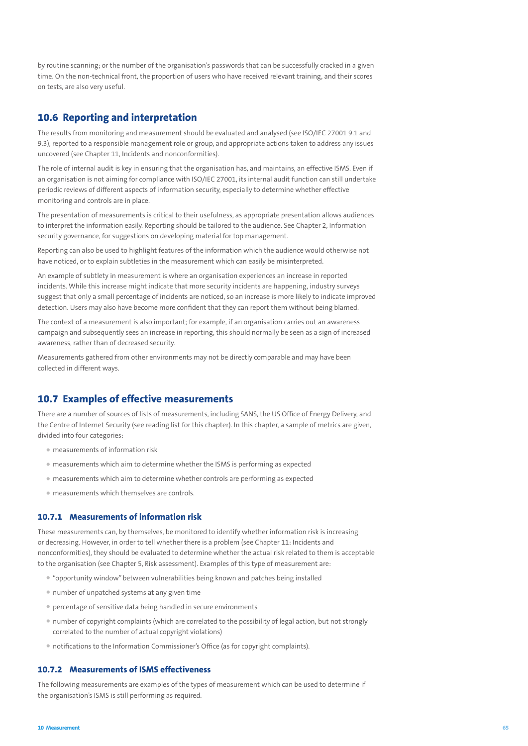by routine scanning; or the number of the organisation's passwords that can be successfully cracked in a given time. On the non-technical front, the proportion of users who have received relevant training, and their scores on tests, are also very useful.

## 10.6 Reporting and interpretation

The results from monitoring and measurement should be evaluated and analysed (see ISO/IEC 27001 9.1 and 9.3), reported to a responsible management role or group, and appropriate actions taken to address any issues uncovered (see Chapter 11, Incidents and nonconformities).

The role of internal audit is key in ensuring that the organisation has, and maintains, an effective ISMS. Even if an organisation is not aiming for compliance with ISO/IEC 27001, its internal audit function can still undertake periodic reviews of different aspects of information security, especially to determine whether effective monitoring and controls are in place.

The presentation of measurements is critical to their usefulness, as appropriate presentation allows audiences to interpret the information easily. Reporting should be tailored to the audience. See Chapter 2, Information security governance, for suggestions on developing material for top management.

Reporting can also be used to highlight features of the information which the audience would otherwise not have noticed, or to explain subtleties in the measurement which can easily be misinterpreted.

An example of subtlety in measurement is where an organisation experiences an increase in reported incidents. While this increase might indicate that more security incidents are happening, industry surveys suggest that only a small percentage of incidents are noticed, so an increase is more likely to indicate improved detection. Users may also have become more confident that they can report them without being blamed.

The context of a measurement is also important; for example, if an organisation carries out an awareness campaign and subsequently sees an increase in reporting, this should normally be seen as a sign of increased awareness, rather than of decreased security.

Measurements gathered from other environments may not be directly comparable and may have been collected in different ways.

## 10.7 Examples of effective measurements

There are a number of sources of lists of measurements, including SANS, the US Office of Energy Delivery, and the Centre of Internet Security (see reading list for this chapter). In this chapter, a sample of metrics are given, divided into four categories:

- measurements of information risk
- measurements which aim to determine whether the ISMS is performing as expected
- measurements which aim to determine whether controls are performing as expected
- measurements which themselves are controls.

### 10.7.1 Measurements of information risk

These measurements can, by themselves, be monitored to identify whether information risk is increasing or decreasing. However, in order to tell whether there is a problem (see Chapter 11: Incidents and nonconformities), they should be evaluated to determine whether the actual risk related to them is acceptable to the organisation (see Chapter 5, Risk assessment). Examples of this type of measurement are:

- "opportunity window" between vulnerabilities being known and patches being installed
- number of unpatched systems at any given time
- percentage of sensitive data being handled in secure environments
- number of copyright complaints (which are correlated to the possibility of legal action, but not strongly correlated to the number of actual copyright violations)
- notifications to the Information Commissioner's Office (as for copyright complaints).

### 10.7.2 Measurements of ISMS effectiveness

The following measurements are examples of the types of measurement which can be used to determine if the organisation's ISMS is still performing as required.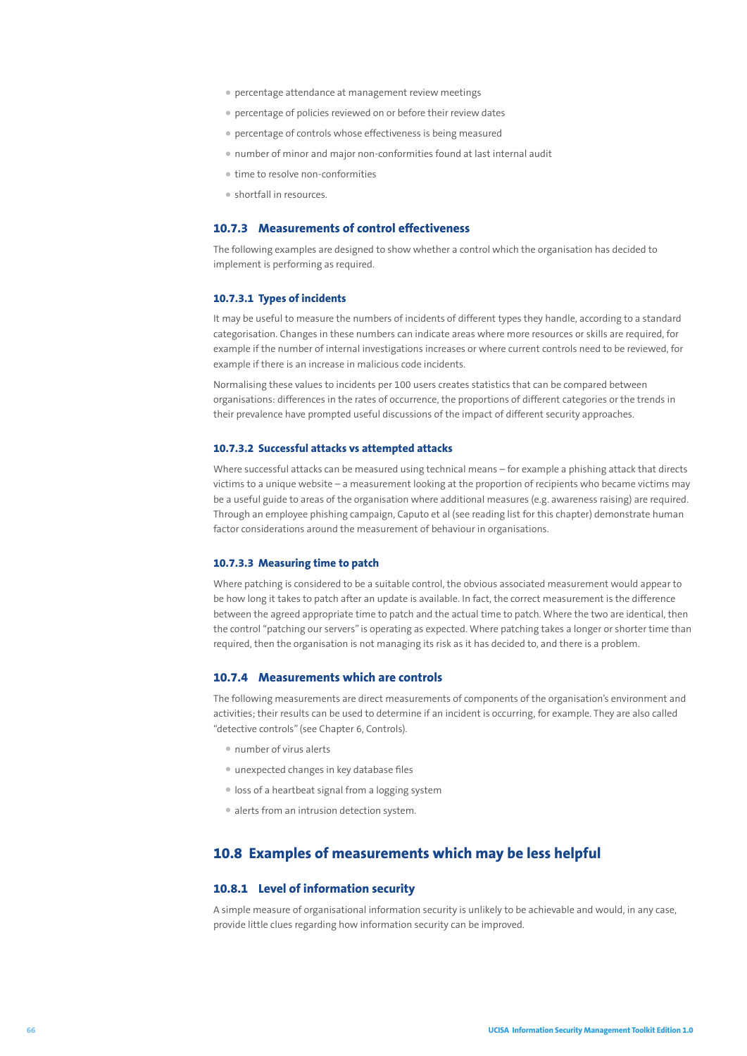- percentage attendance at management review meetings
- percentage of policies reviewed on or before their review dates
- percentage of controls whose effectiveness is being measured
- number of minor and major non-conformities found at last internal audit
- time to resolve non-conformities
- shortfall in resources.

### 10.7.3 Measurements of control effectiveness

The following examples are designed to show whether a control which the organisation has decided to implement is performing as required.

#### 10.7.3.1 Types of incidents

It may be useful to measure the numbers of incidents of different types they handle, according to a standard categorisation. Changes in these numbers can indicate areas where more resources or skills are required, for example if the number of internal investigations increases or where current controls need to be reviewed, for example if there is an increase in malicious code incidents.

Normalising these values to incidents per 100 users creates statistics that can be compared between organisations: differences in the rates of occurrence, the proportions of different categories or the trends in their prevalence have prompted useful discussions of the impact of different security approaches.

#### 10.7.3.2 Successful attacks vs attempted attacks

Where successful attacks can be measured using technical means – for example a phishing attack that directs victims to a unique website – a measurement looking at the proportion of recipients who became victims may be a useful guide to areas of the organisation where additional measures (e.g. awareness raising) are required. Through an employee phishing campaign, Caputo et al (see reading list for this chapter) demonstrate human factor considerations around the measurement of behaviour in organisations.

#### 10.7.3.3 Measuring time to patch

Where patching is considered to be a suitable control, the obvious associated measurement would appear to be how long it takes to patch after an update is available. In fact, the correct measurement is the difference between the agreed appropriate time to patch and the actual time to patch. Where the two are identical, then the control "patching our servers" is operating as expected. Where patching takes a longer or shorter time than required, then the organisation is not managing its risk as it has decided to, and there is a problem.

### 10.7.4 Measurements which are controls

The following measurements are direct measurements of components of the organisation's environment and activities; their results can be used to determine if an incident is occurring, for example. They are also called "detective controls" (see Chapter 6, Controls).

- number of virus alerts
- unexpected changes in key database files
- loss of a heartbeat signal from a logging system
- alerts from an intrusion detection system.

## 10.8 Examples of measurements which may be less helpful

### 10.8.1 Level of information security

A simple measure of organisational information security is unlikely to be achievable and would, in any case, provide little clues regarding how information security can be improved.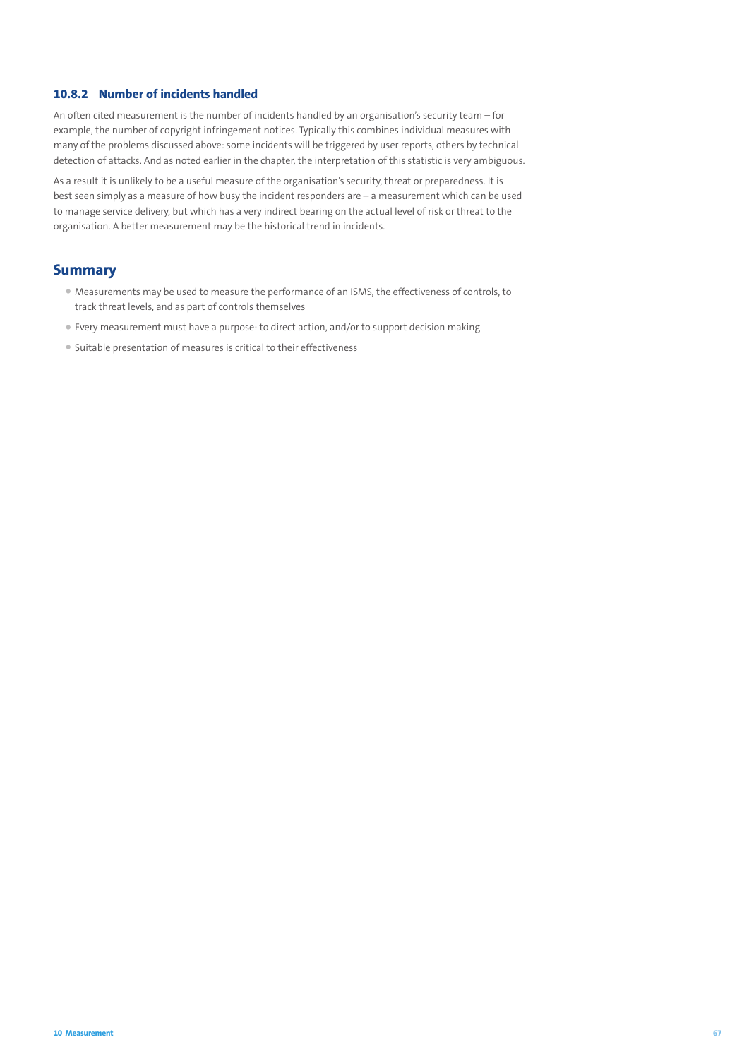### 10.8.2 Number of incidents handled

An often cited measurement is the number of incidents handled by an organisation's security team – for example, the number of copyright infringement notices. Typically this combines individual measures with many of the problems discussed above: some incidents will be triggered by user reports, others by technical detection of attacks. And as noted earlier in the chapter, the interpretation of this statistic is very ambiguous.

As a result it is unlikely to be a useful measure of the organisation's security, threat or preparedness. It is best seen simply as a measure of how busy the incident responders are – a measurement which can be used to manage service delivery, but which has a very indirect bearing on the actual level of risk or threat to the organisation. A better measurement may be the historical trend in incidents.

## Summary

- Measurements may be used to measure the performance of an ISMS, the effectiveness of controls, to track threat levels, and as part of controls themselves
- Every measurement must have a purpose: to direct action, and/or to support decision making
- Suitable presentation of measures is critical to their effectiveness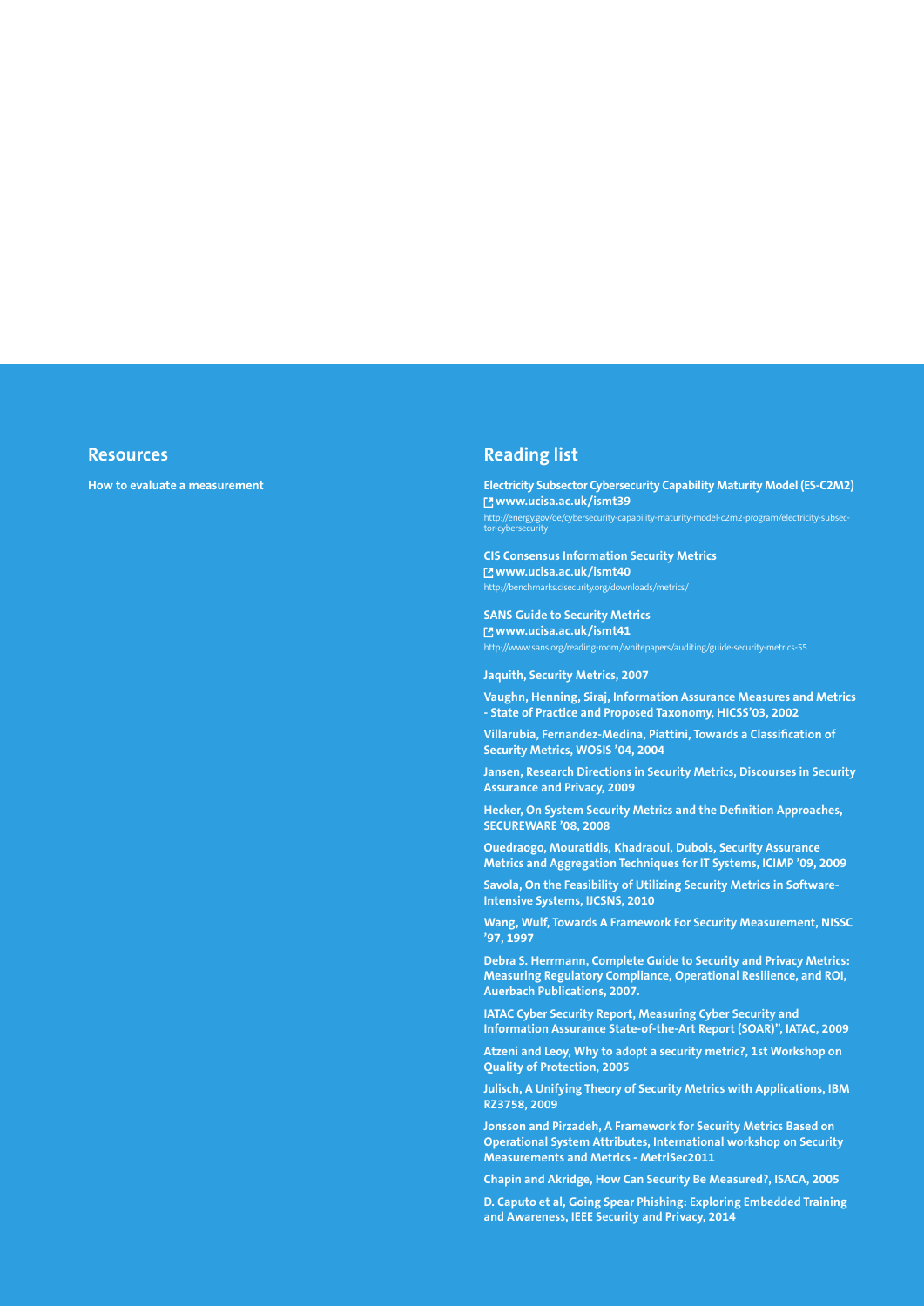## Resources

**How to evaluate a measurement**

## Reading list

**Electricity Subsector Cybersecurity Capability Maturity Model (ES-C2M2)**
**www.ucisa.ac.uk/ismt39**
http://energy.gov/oe/cybersecurity-capability-maturity-model-c2m2-program/electricity-subsector-cybersecurity

**CIS Consensus Information Security Metrics**
**www.ucisa.ac.uk/ismt40**
http://benchmarks.cisecurity.org/downloads/metrics/

**SANS Guide to Security Metrics**
**www.ucisa.ac.uk/ismt41**
http://www.sans.org/reading-room/whitepapers/auditing/guide-security-metrics-55

**Jaquith, Security Metrics, 2007**

**Vaughn, Henning, Siraj, Information Assurance Measures and Metrics - State of Practice and Proposed Taxonomy, HICSS'03, 2002**

**Villarubia, Fernandez-Medina, Piattini, Towards a Classification of Security Metrics, WOSIS '04, 2004**

**Jansen, Research Directions in Security Metrics, Discourses in Security Assurance and Privacy, 2009**

**Hecker, On System Security Metrics and the Definition Approaches, SECUREWARE '08, 2008**

**Ouedraogo, Mouratidis, Khadraoui, Dubois, Security Assurance Metrics and Aggregation Techniques for IT Systems, ICIMP '09, 2009**

**Savola, On the Feasibility of Utilizing Security Metrics in Software-Intensive Systems, IJCSNS, 2010**

**Wang, Wulf, Towards A Framework For Security Measurement, NISSC '97, 1997**

**Debra S. Herrmann, Complete Guide to Security and Privacy Metrics: Measuring Regulatory Compliance, Operational Resilience, and ROI, Auerbach Publications, 2007.**

**IATAC Cyber Security Report, Measuring Cyber Security and Information Assurance State-of-the-Art Report (SOAR)", IATAC, 2009**

**Atzeni and Leoy, Why to adopt a security metric?, 1st Workshop on Quality of Protection, 2005**

**Julisch, A Unifying Theory of Security Metrics with Applications, IBM RZ3758, 2009**

**Jonsson and Pirzadeh, A Framework for Security Metrics Based on Operational System Attributes, International workshop on Security Measurements and Metrics - MetriSec2011**

**Chapin and Akridge, How Can Security Be Measured?, ISACA, 2005**

**D. Caputo et al, Going Spear Phishing: Exploring Embedded Training and Awareness, IEEE Security and Privacy, 2014**